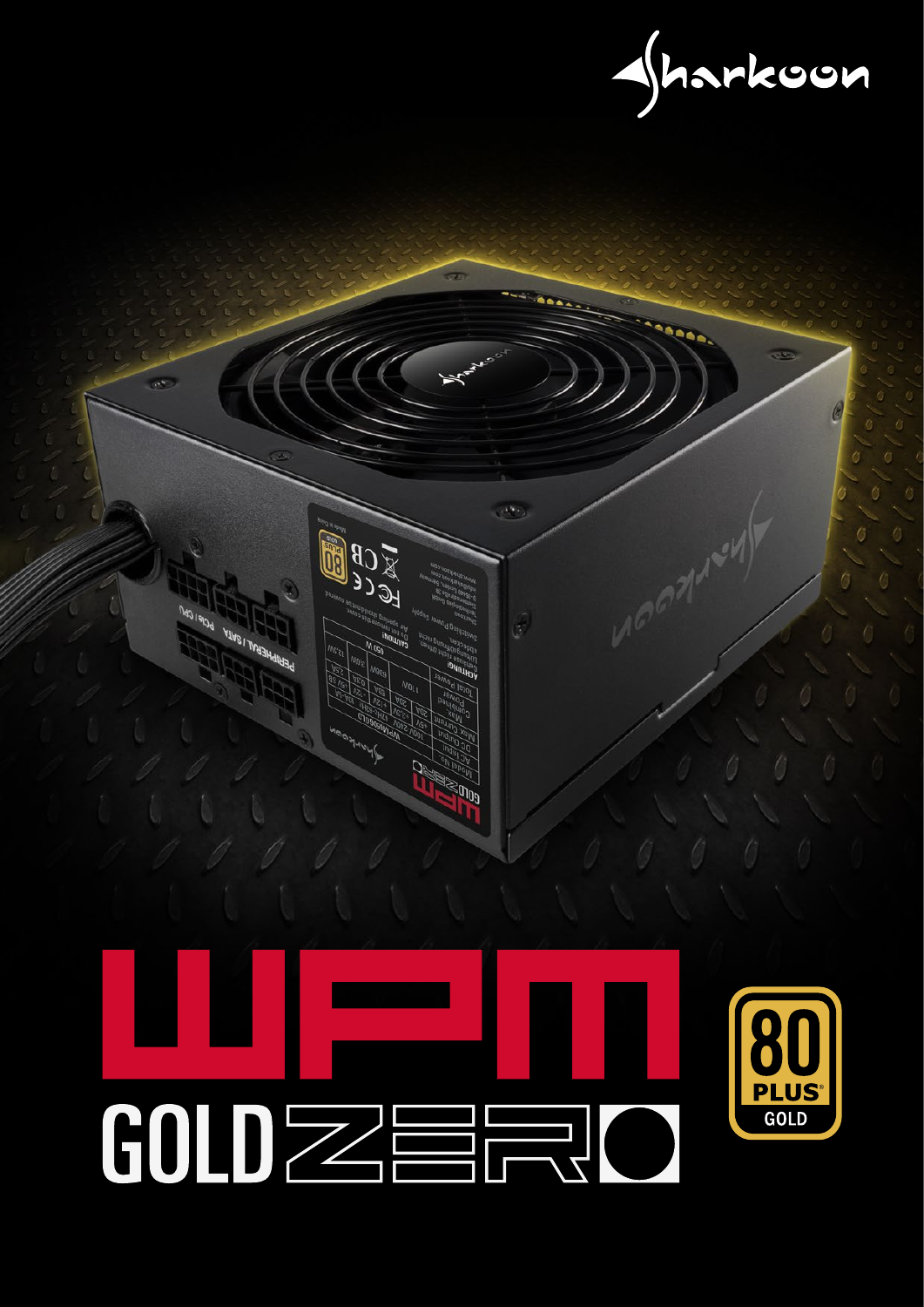Sharkoon

# WPM GOLD ZERO

80 PLUS GOLD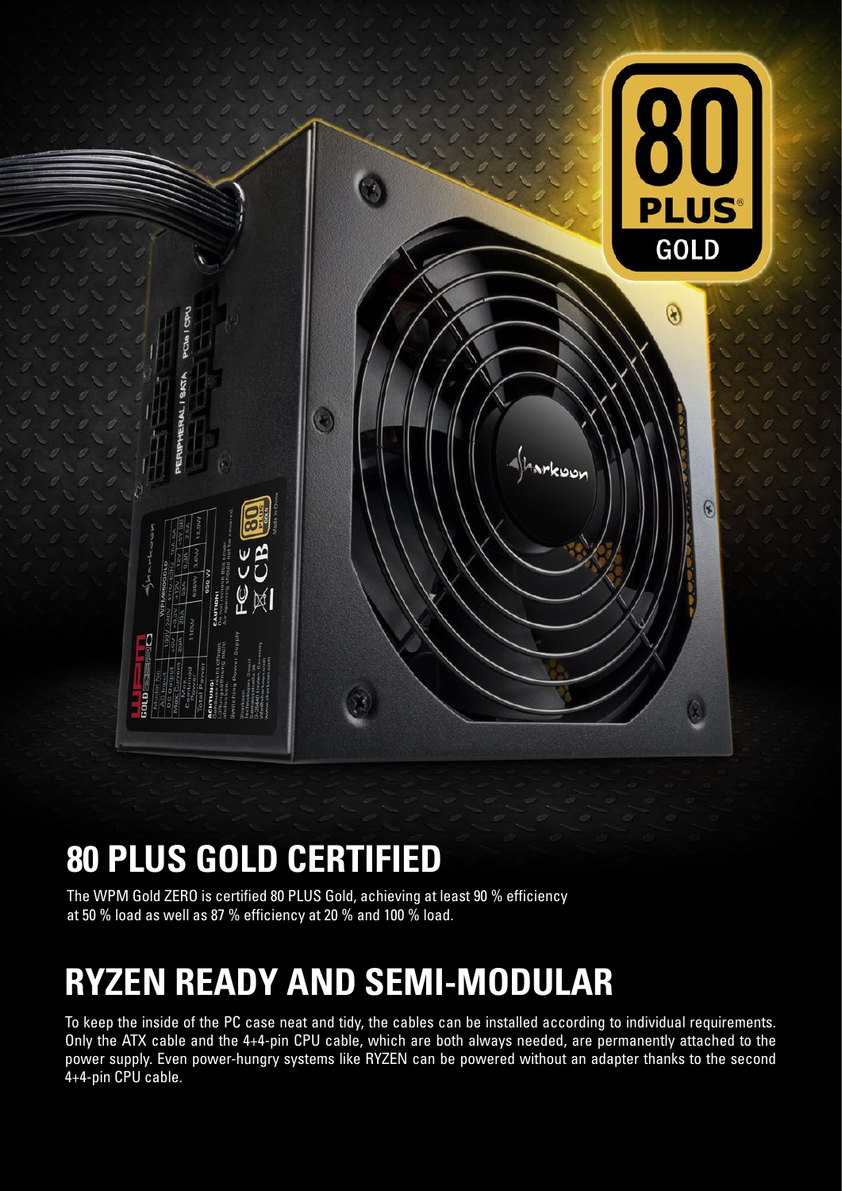## 80 PLUS GOLD CERTIFIED

The WPM Gold ZERO is certified 80 PLUS Gold, achieving at least 90 % efficiency at 50 % load as well as 87 % efficiency at 20 % and 100 % load.

## RYZEN READY AND SEMI-MODULAR

To keep the inside of the PC case neat and tidy, the cables can be installed according to individual requirements. Only the ATX cable and the 4+4-pin CPU cable, which are both always needed, are permanently attached to the power supply. Even power-hungry systems like RYZEN can be powered without an adapter thanks to the second 4+4-pin CPU cable.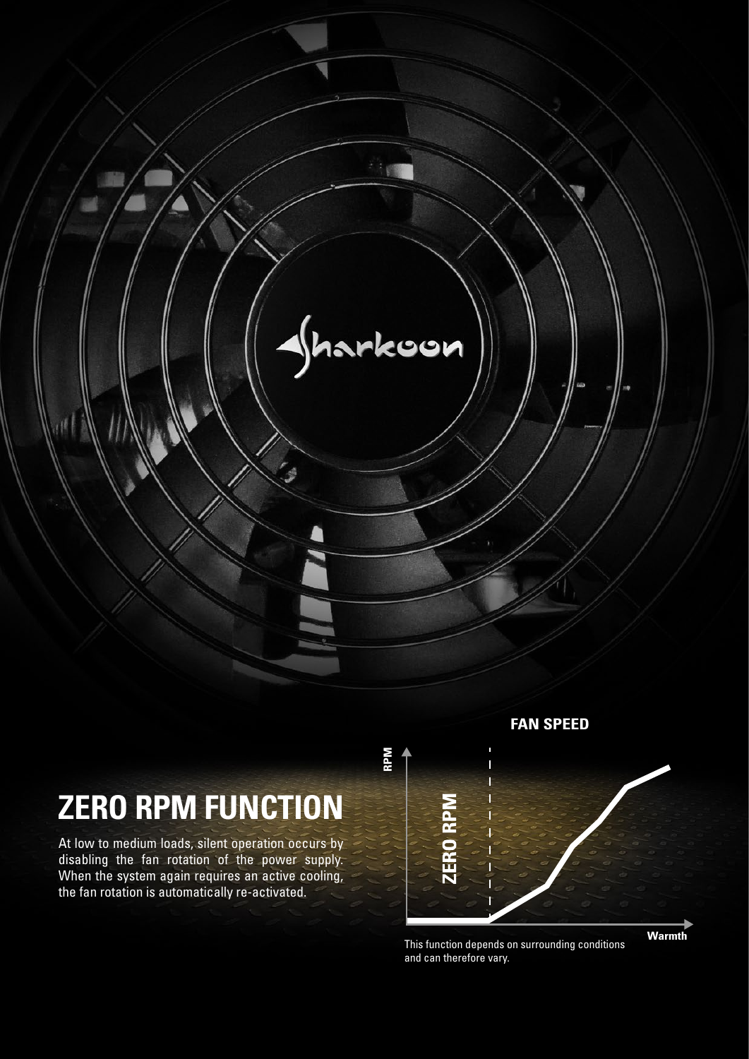# ZERO RPM FUNCTION

At low to medium loads, silent operation occurs by disabling the fan rotation of the power supply. When the system again requires an active cooling, the fan rotation is automatically re-activated.

**FAN SPEED**

RPM

ZERO RPM

Warmth

This function depends on surrounding conditions and can therefore vary.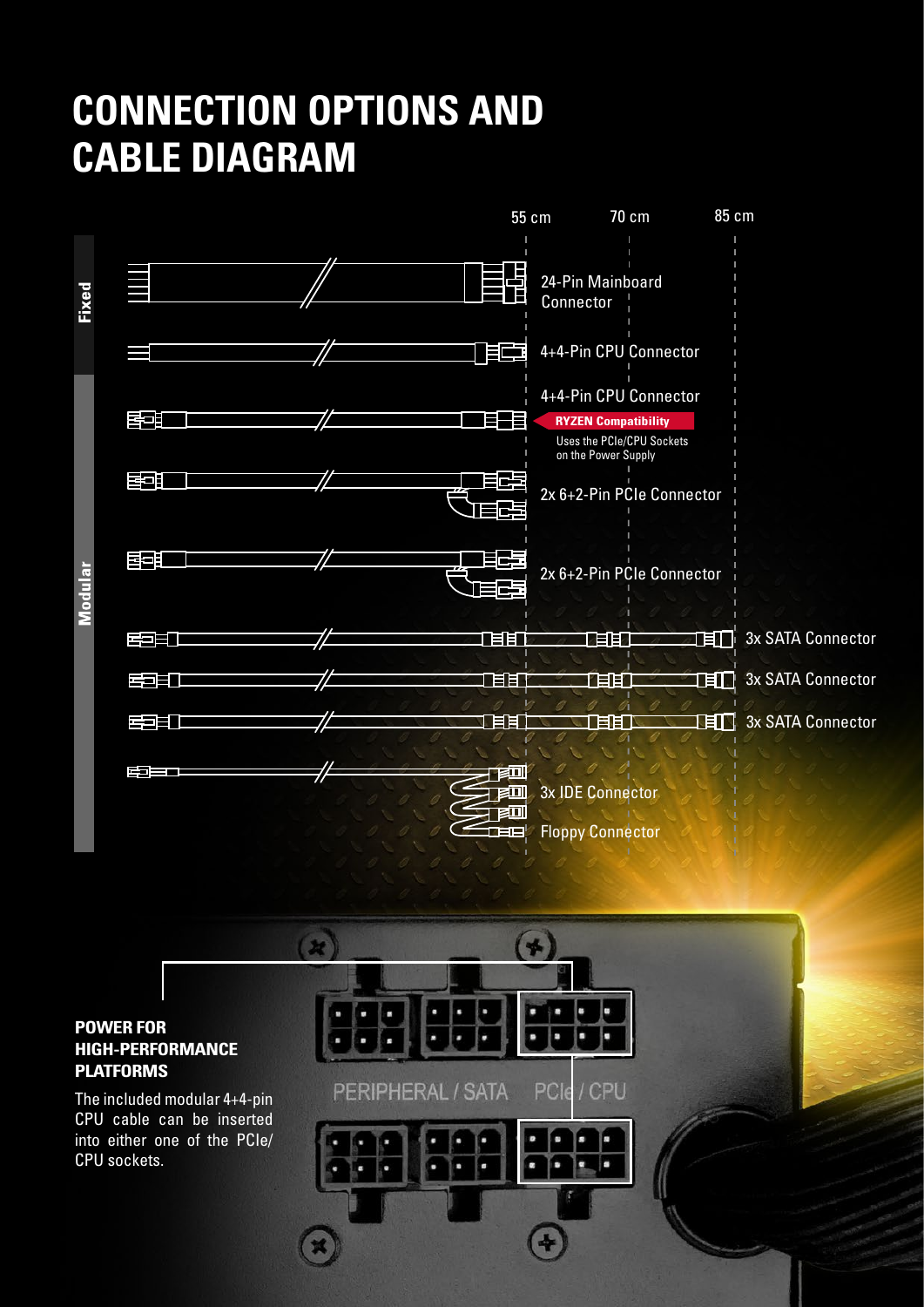# CONNECTION OPTIONS AND CABLE DIAGRAM

55 cm | 70 cm | 85 cm

**Fixed**

- 24-Pin Mainboard Connector
- 4+4-Pin CPU Connector

**Modular**

- 4+4-Pin CPU Connector
  - **RYZEN Compatibility**
  - Uses the PCIe/CPU Sockets on the Power Supply
- 2x 6+2-Pin PCIe Connector
- 2x 6+2-Pin PCIe Connector
- 3x SATA Connector
- 3x SATA Connector
- 3x SATA Connector
- 3x IDE Connector
- Floppy Connector

PERIPHERAL / SATA | PCIe / CPU

## POWER FOR HIGH-PERFORMANCE PLATFORMS

The included modular 4+4-pin CPU cable can be inserted into either one of the PCIe/CPU sockets.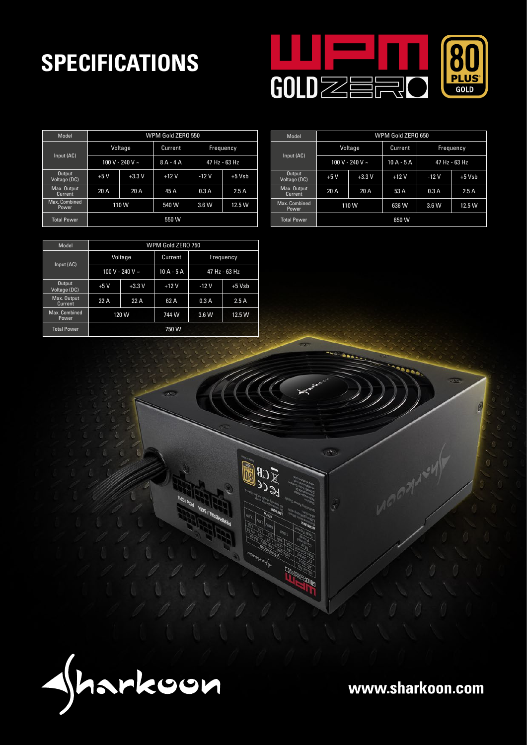# SPECIFICATIONS

WPM GOLD ZERO

80 PLUS GOLD

| Model | WPM Gold ZERO 550 | | | | |
|---|---|---|---|---|---|
| Input (AC) | Voltage | | Current | Frequency | |
| | 100 V - 240 V ~ | | 8 A - 4 A | 47 Hz - 63 Hz | |
| Output Voltage (DC) | +5 V | +3.3 V | +12 V | -12 V | +5 Vsb |
| Max. Output Current | 20 A | 20 A | 45 A | 0.3 A | 2.5 A |
| Max. Combined Power | 110 W | | 540 W | 3.6 W | 12.5 W |
| Total Power | 550 W | | | | |

| Model | WPM Gold ZERO 650 | | | | |
|---|---|---|---|---|---|
| Input (AC) | Voltage | | Current | Frequency | |
| | 100 V - 240 V ~ | | 10 A - 5 A | 47 Hz - 63 Hz | |
| Output Voltage (DC) | +5 V | +3.3 V | +12 V | -12 V | +5 Vsb |
| Max. Output Current | 20 A | 20 A | 53 A | 0.3 A | 2.5 A |
| Max. Combined Power | 110 W | | 636 W | 3.6 W | 12.5 W |
| Total Power | 650 W | | | | |

| Model | WPM Gold ZERO 750 | | | | |
|---|---|---|---|---|---|
| Input (AC) | Voltage | | Current | Frequency | |
| | 100 V - 240 V ~ | | 10 A - 5 A | 47 Hz - 63 Hz | |
| Output Voltage (DC) | +5 V | +3.3 V | +12 V | -12 V | +5 Vsb |
| Max. Output Current | 22 A | 22 A | 62 A | 0.3 A | 2.5 A |
| Max. Combined Power | 120 W | | 744 W | 3.6 W | 12.5 W |
| Total Power | 750 W | | | | |

Sharkoon

www.sharkoon.com